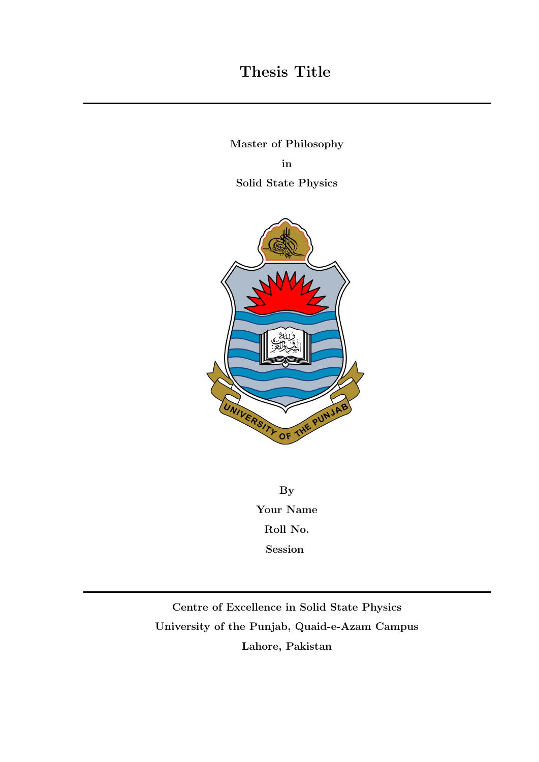# Thesis Title

---

**Master of Philosophy**

**in**

**Solid State Physics**

**By**

**Your Name**

**Roll No.**

**Session**

---

**Centre of Excellence in Solid State Physics**

**University of the Punjab, Quaid-e-Azam Campus**

**Lahore, Pakistan**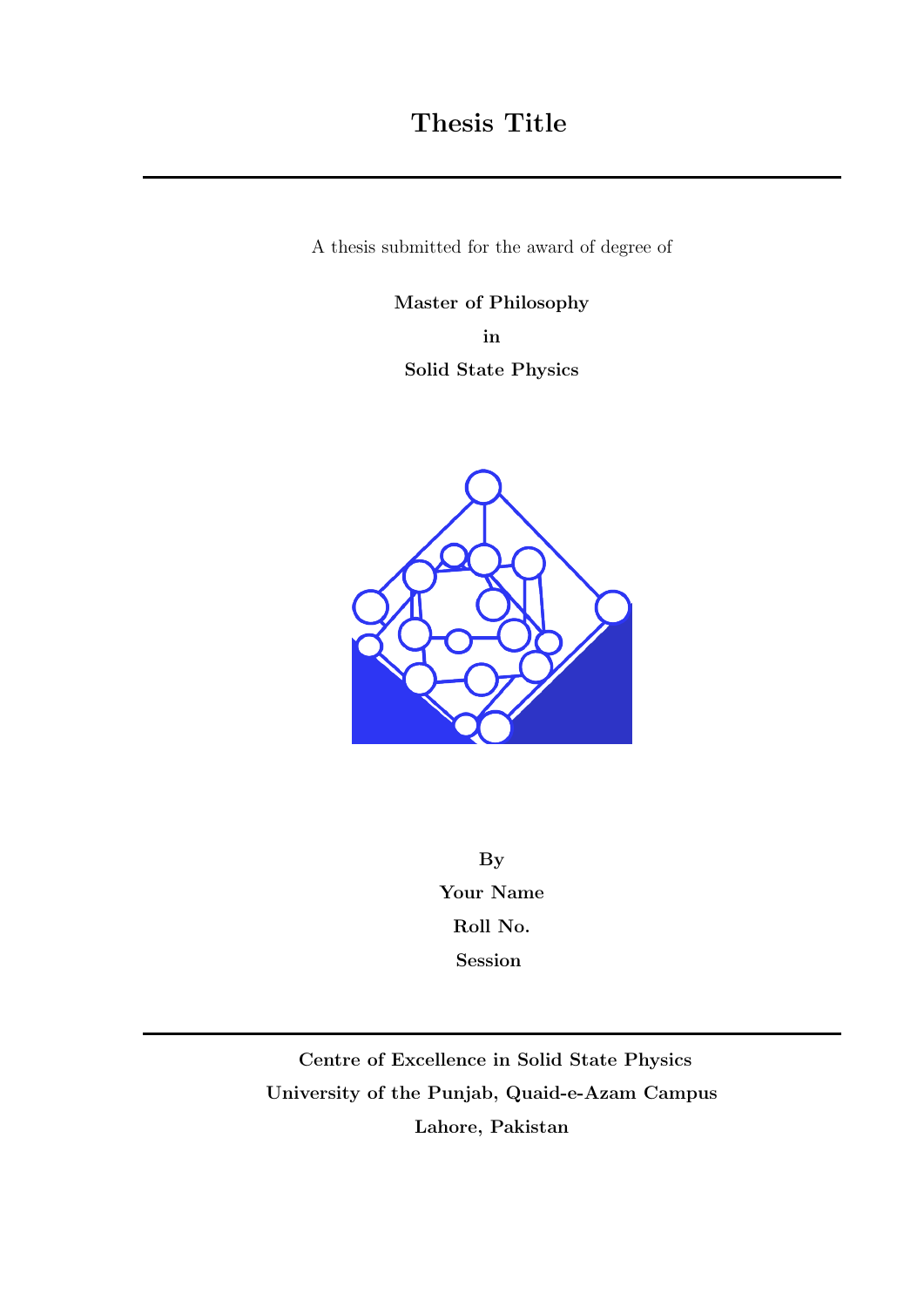# Thesis Title

---

A thesis submitted for the award of degree of

**Master of Philosophy**

**in**

**Solid State Physics**

**By**

**Your Name**

**Roll No.**

**Session**

---

**Centre of Excellence in Solid State Physics**

**University of the Punjab, Quaid-e-Azam Campus**

**Lahore, Pakistan**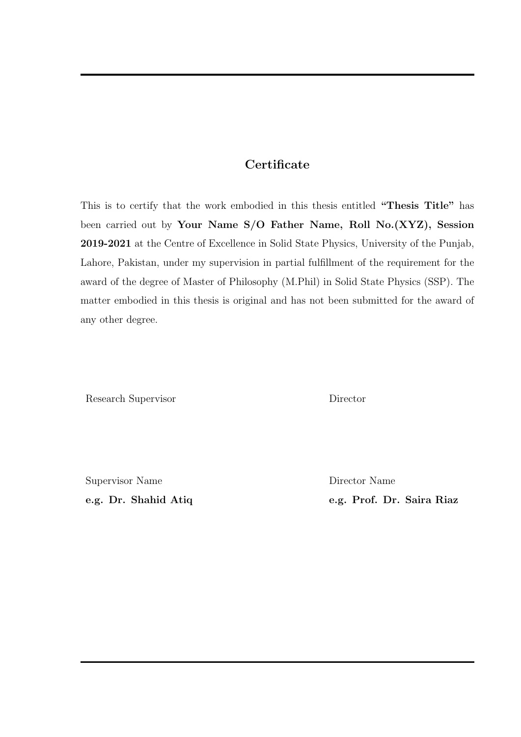## Certificate

This is to certify that the work embodied in this thesis entitled **"Thesis Title"** has been carried out by **Your Name S/O Father Name, Roll No.(XYZ), Session 2019-2021** at the Centre of Excellence in Solid State Physics, University of the Punjab, Lahore, Pakistan, under my supervision in partial fulfillment of the requirement for the award of the degree of Master of Philosophy (M.Phil) in Solid State Physics (SSP). The matter embodied in this thesis is original and has not been submitted for the award of any other degree.

| Research Supervisor | Director |
| --- | --- |
| Supervisor Name | Director Name |
| **e.g. Dr. Shahid Atiq** | **e.g. Prof. Dr. Saira Riaz** |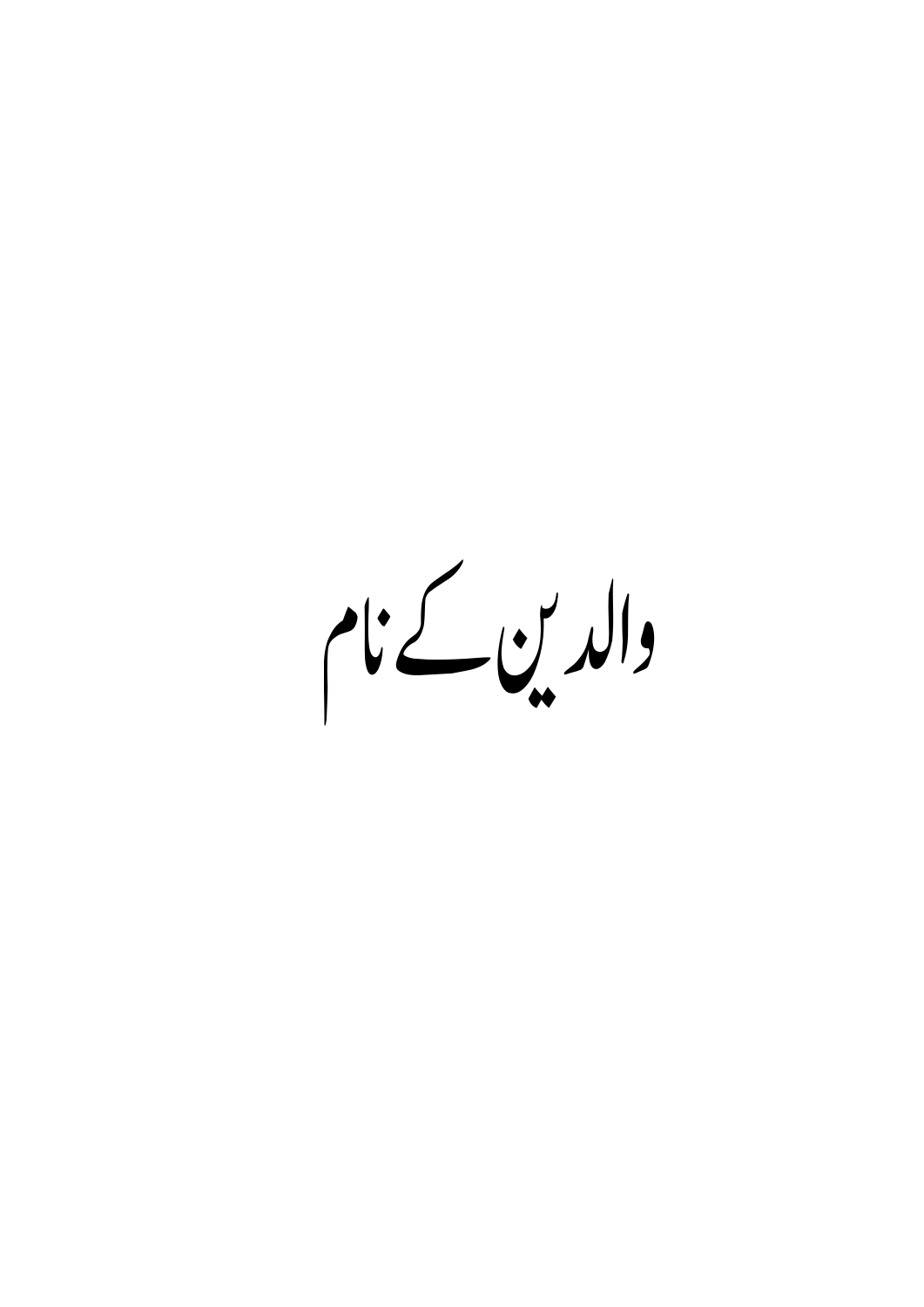والدین کے نام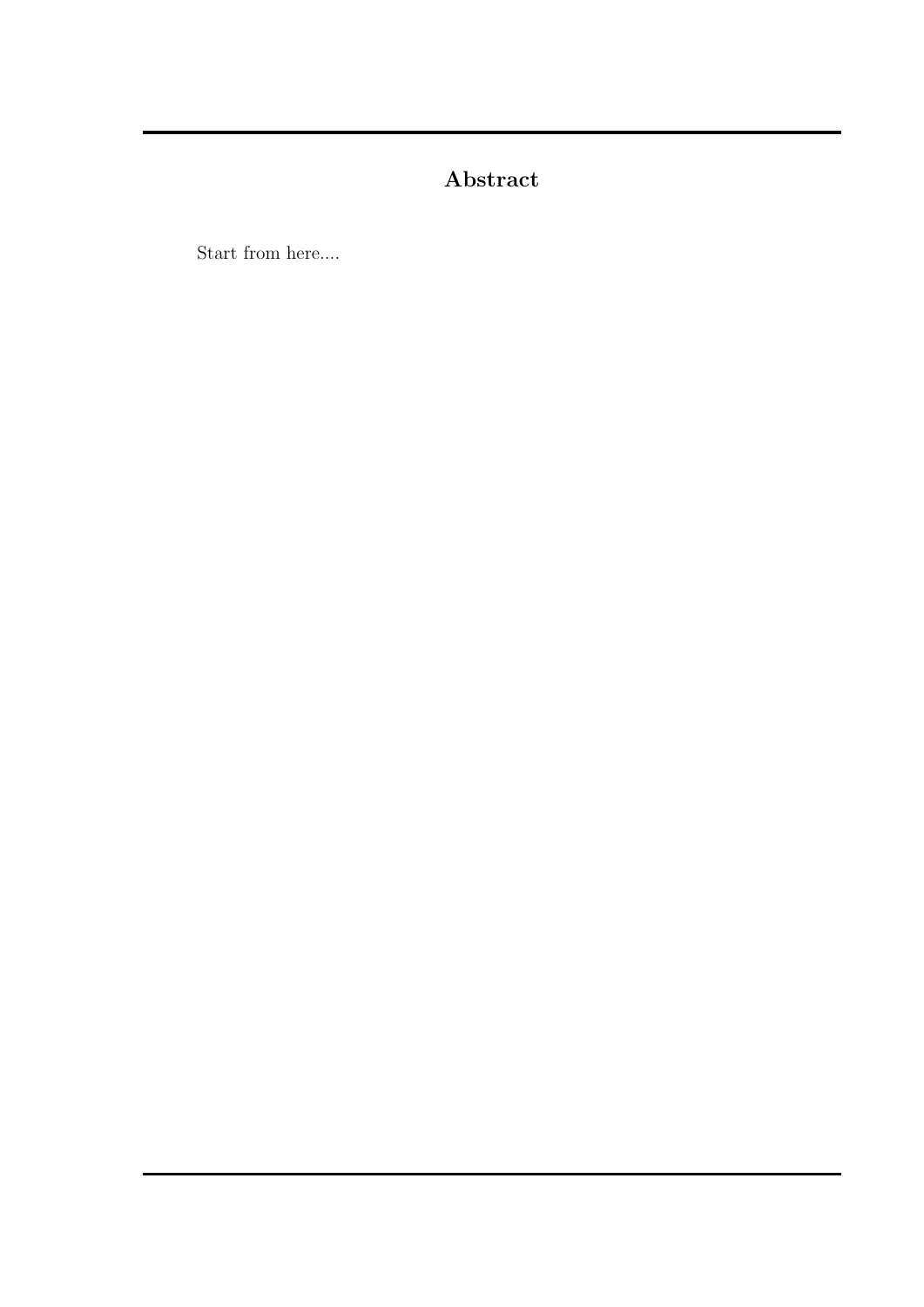## Abstract

Start from here....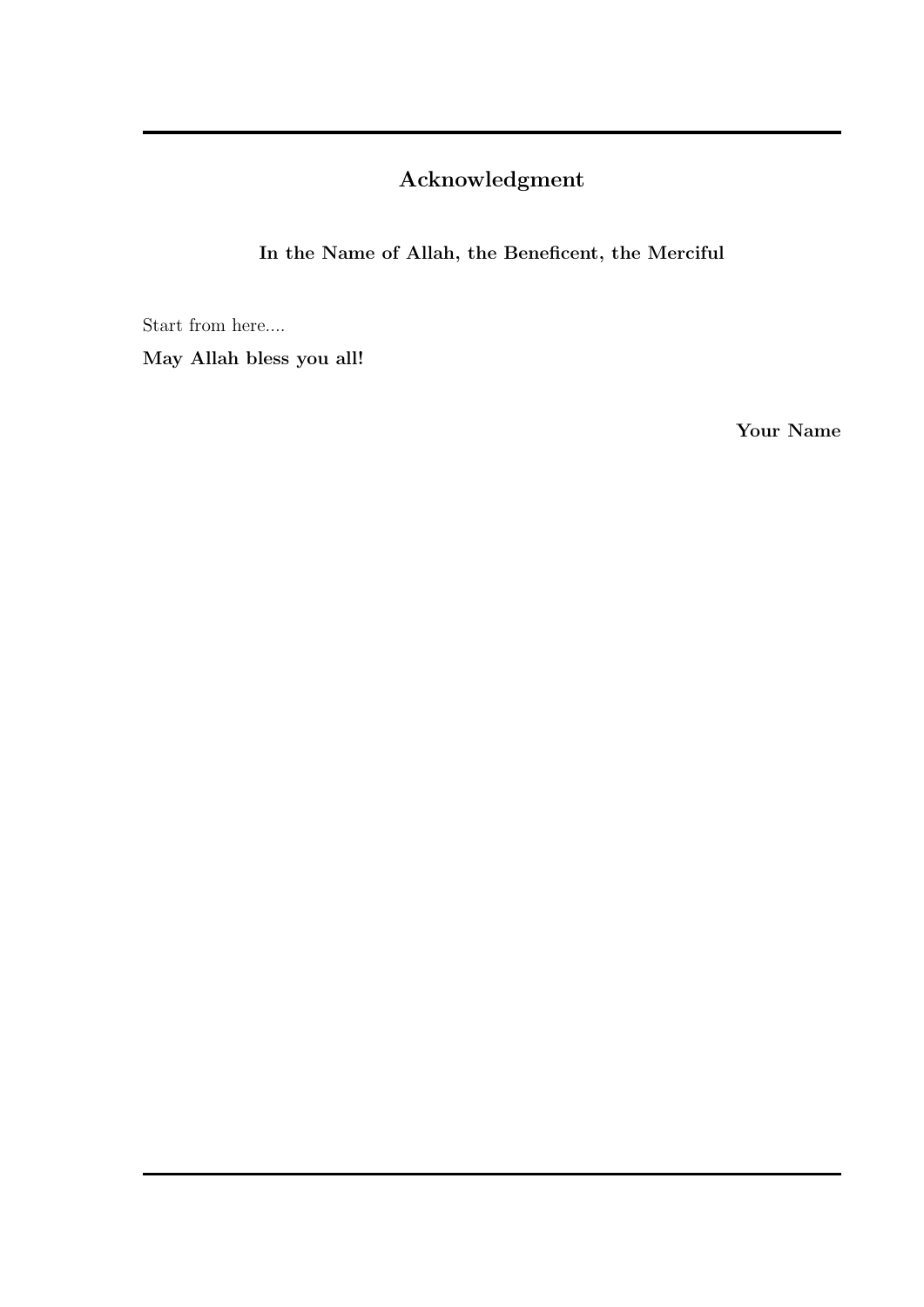# Acknowledgment

**In the Name of Allah, the Beneficent, the Merciful**

Start from here....

**May Allah bless you all!**

**Your Name**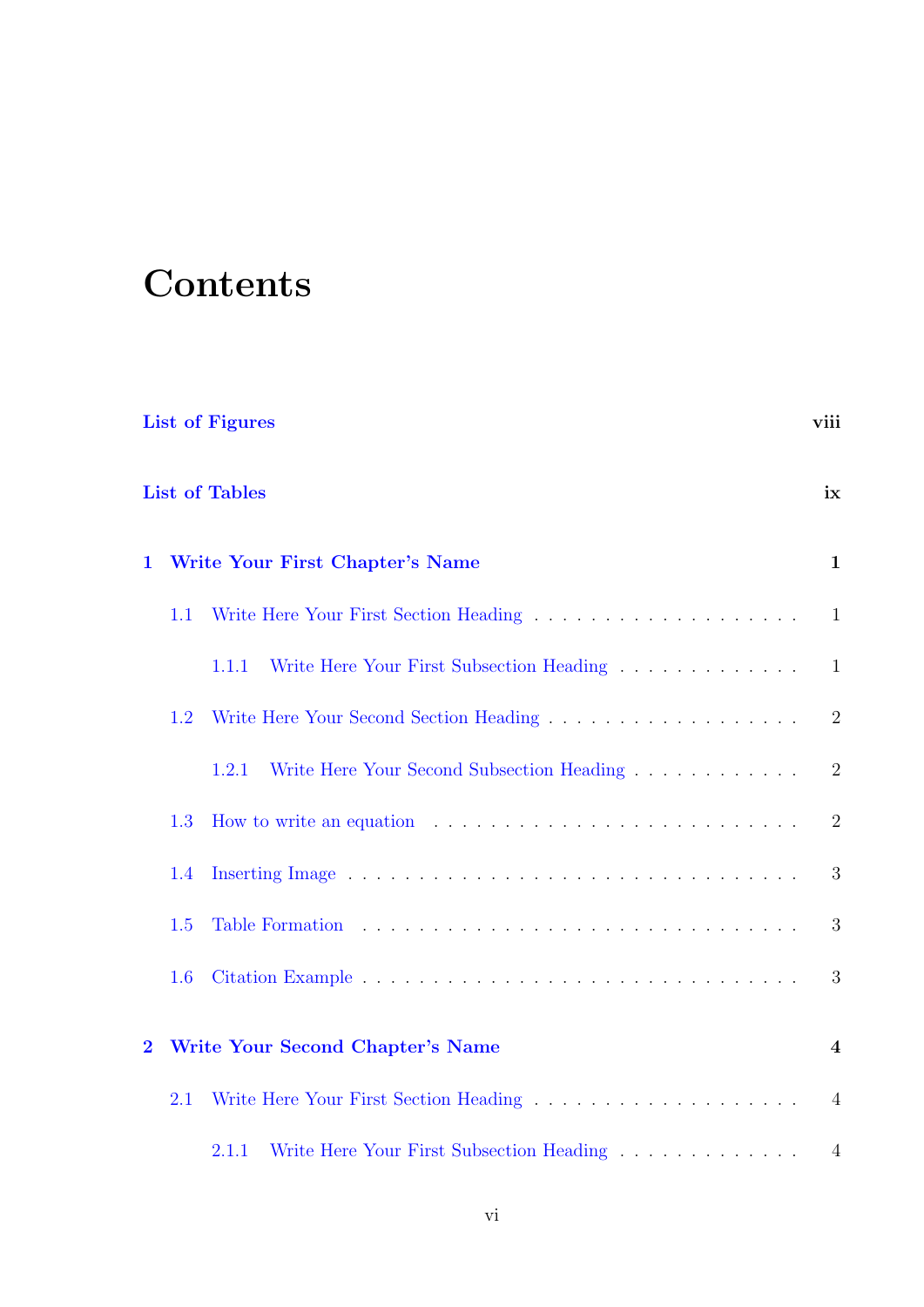# Contents

**List of Figures** **viii**

**List of Tables** **ix**

**1 Write Your First Chapter's Name** **1**

- 1.1 Write Here Your First Section Heading . . . . . . . . . . . . . . . . . . . 1
  - 1.1.1 Write Here Your First Subsection Heading . . . . . . . . . . . . . 1
- 1.2 Write Here Your Second Section Heading . . . . . . . . . . . . . . . . . . 2
  - 1.2.1 Write Here Your Second Subsection Heading . . . . . . . . . . . . 2
- 1.3 How to write an equation . . . . . . . . . . . . . . . . . . . . . . . . . . 2
- 1.4 Inserting Image . . . . . . . . . . . . . . . . . . . . . . . . . . . . . . . 3
- 1.5 Table Formation . . . . . . . . . . . . . . . . . . . . . . . . . . . . . . . 3
- 1.6 Citation Example . . . . . . . . . . . . . . . . . . . . . . . . . . . . . . 3

**2 Write Your Second Chapter's Name** **4**

- 2.1 Write Here Your First Section Heading . . . . . . . . . . . . . . . . . . . 4
  - 2.1.1 Write Here Your First Subsection Heading . . . . . . . . . . . . . 4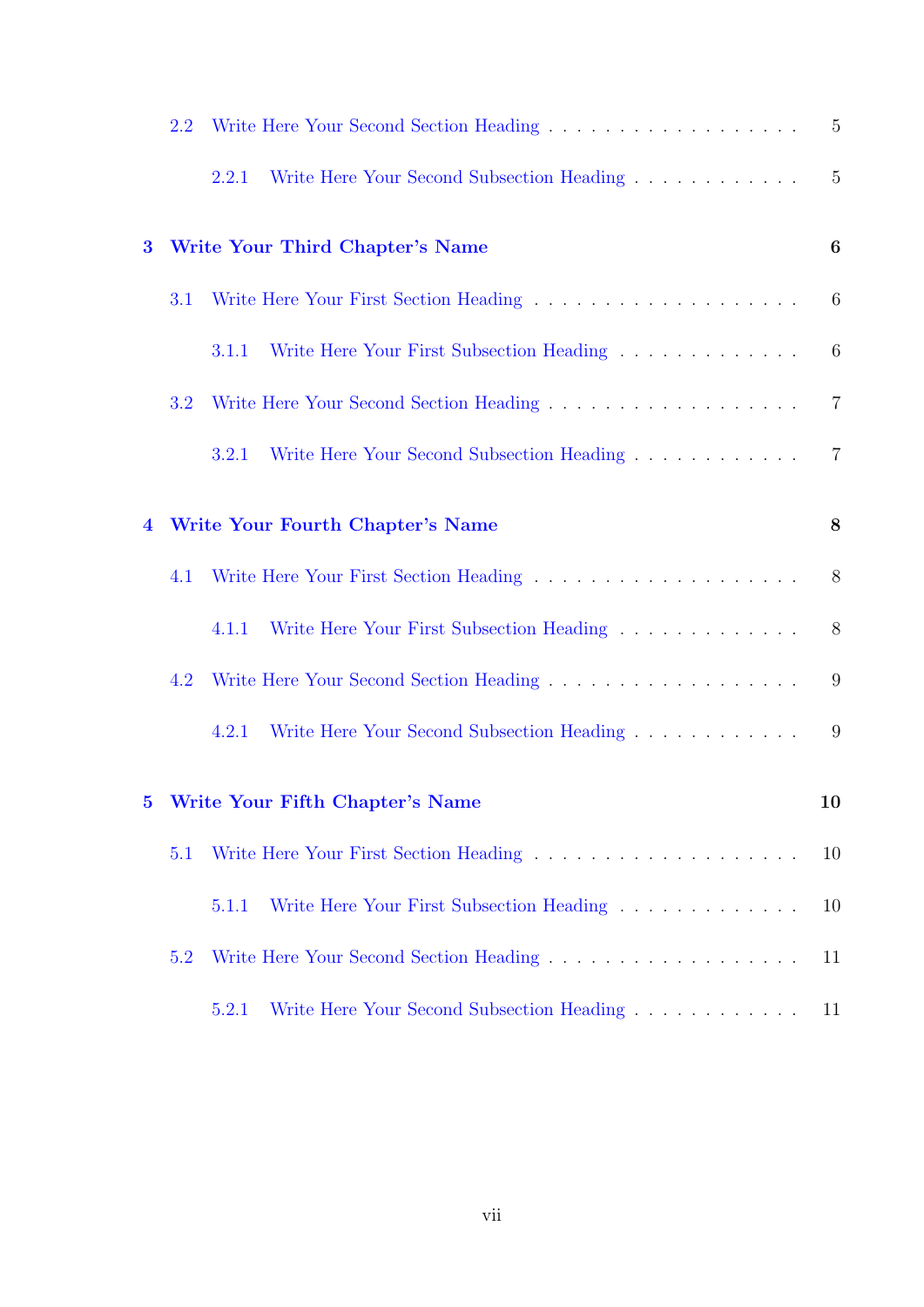2.2 Write Here Your Second Section Heading . . . . . . . . . . . . . . . . . . 5

2.2.1 Write Here Your Second Subsection Heading . . . . . . . . . . . . 5

**3 Write Your Third Chapter's Name 6**

3.1 Write Here Your First Section Heading . . . . . . . . . . . . . . . . . . . 6

3.1.1 Write Here Your First Subsection Heading . . . . . . . . . . . . . 6

3.2 Write Here Your Second Section Heading . . . . . . . . . . . . . . . . . . 7

3.2.1 Write Here Your Second Subsection Heading . . . . . . . . . . . . 7

**4 Write Your Fourth Chapter's Name 8**

4.1 Write Here Your First Section Heading . . . . . . . . . . . . . . . . . . . 8

4.1.1 Write Here Your First Subsection Heading . . . . . . . . . . . . . 8

4.2 Write Here Your Second Section Heading . . . . . . . . . . . . . . . . . . 9

4.2.1 Write Here Your Second Subsection Heading . . . . . . . . . . . . 9

**5 Write Your Fifth Chapter's Name 10**

5.1 Write Here Your First Section Heading . . . . . . . . . . . . . . . . . . . 10

5.1.1 Write Here Your First Subsection Heading . . . . . . . . . . . . . 10

5.2 Write Here Your Second Section Heading . . . . . . . . . . . . . . . . . . 11

5.2.1 Write Here Your Second Subsection Heading . . . . . . . . . . . . 11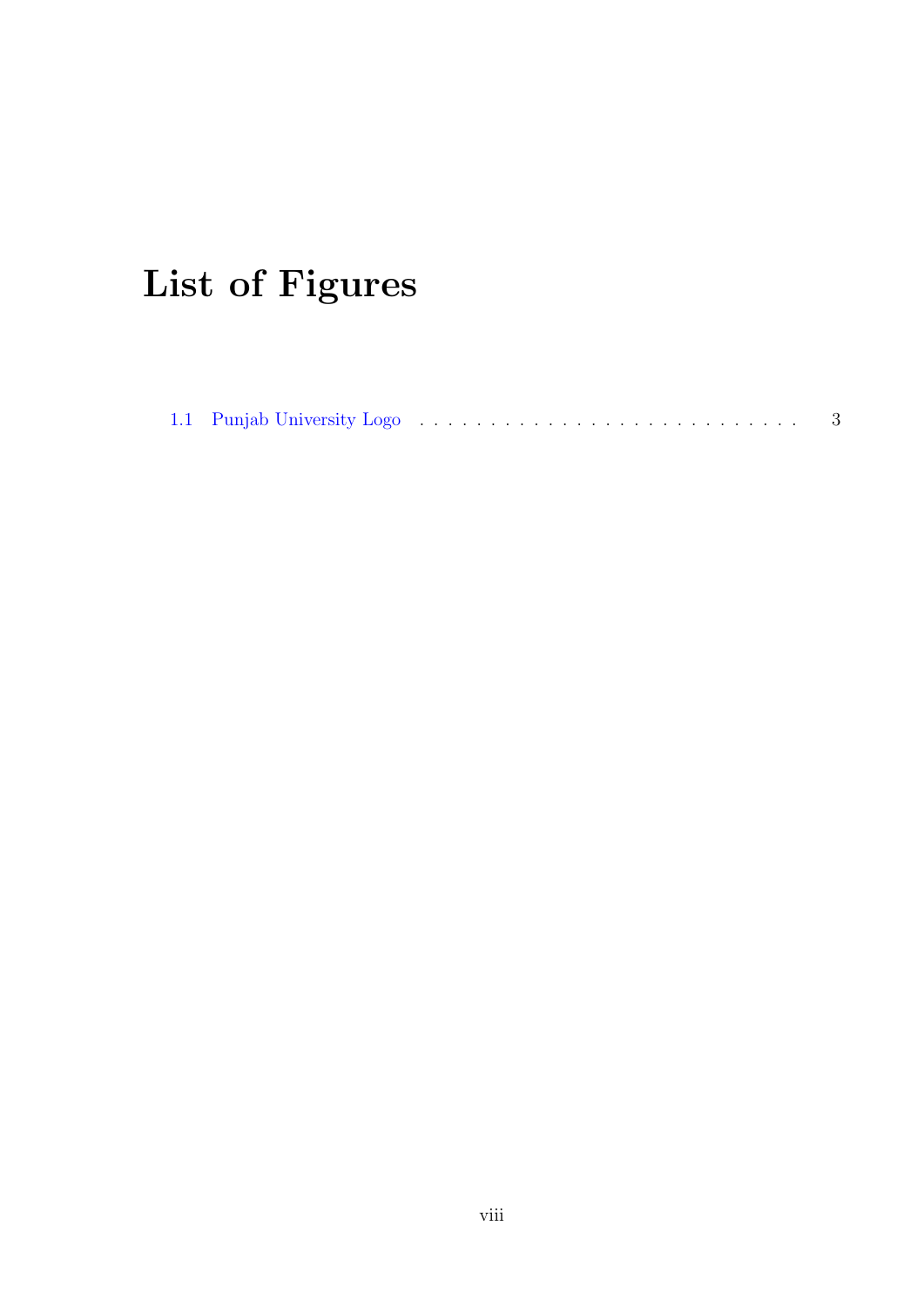# List of Figures

1.1 Punjab University Logo . . . . . . . . . . . . . . . . . . . . . . . . . . . . 3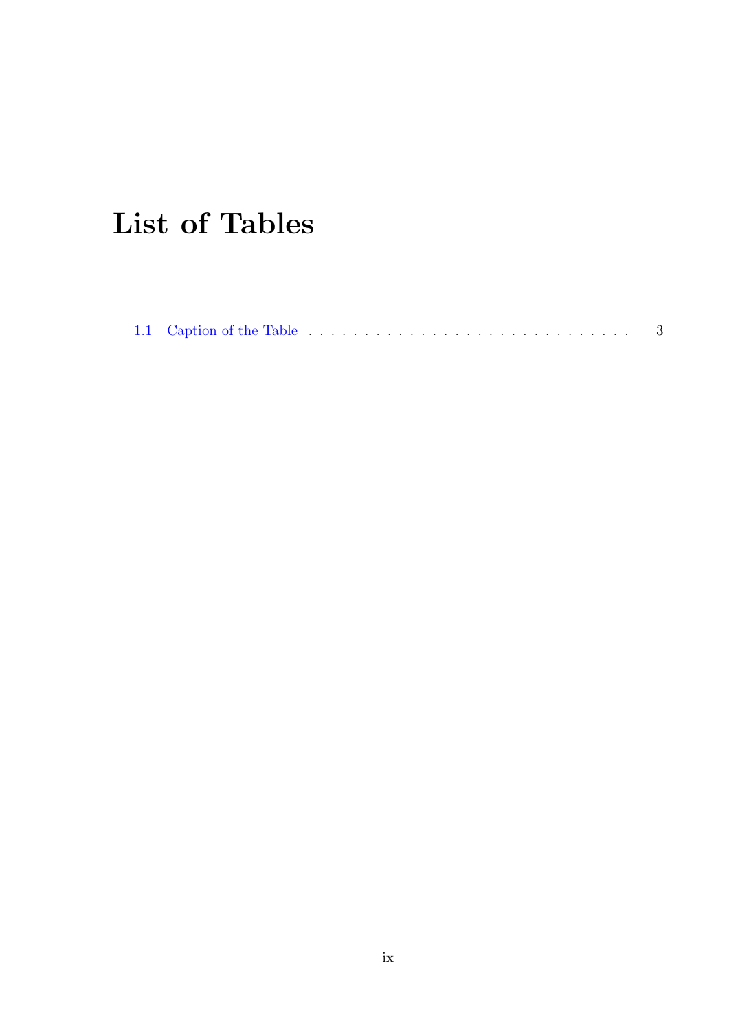# List of Tables

1.1 Caption of the Table . . . . . . . . . . . . . . . . . . . . . . . . . . . . . . 3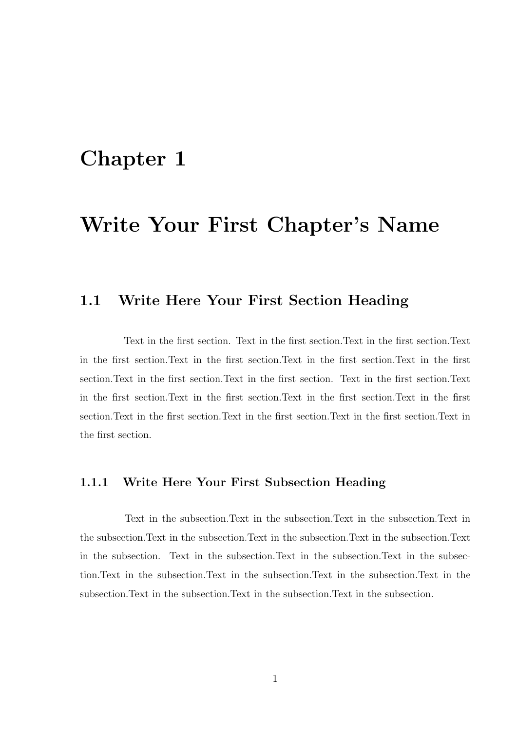# Chapter 1

# Write Your First Chapter's Name

## 1.1 Write Here Your First Section Heading

Text in the first section. Text in the first section.Text in the first section.Text in the first section.Text in the first section.Text in the first section.Text in the first section.Text in the first section.Text in the first section. Text in the first section.Text in the first section.Text in the first section.Text in the first section.Text in the first section.Text in the first section.Text in the first section.Text in the first section.Text in the first section.

### 1.1.1 Write Here Your First Subsection Heading

Text in the subsection.Text in the subsection.Text in the subsection.Text in the subsection.Text in the subsection.Text in the subsection.Text in the subsection.Text in the subsection. Text in the subsection.Text in the subsection.Text in the subsection.Text in the subsection.Text in the subsection.Text in the subsection.Text in the subsection.Text in the subsection.Text in the subsection.Text in the subsection.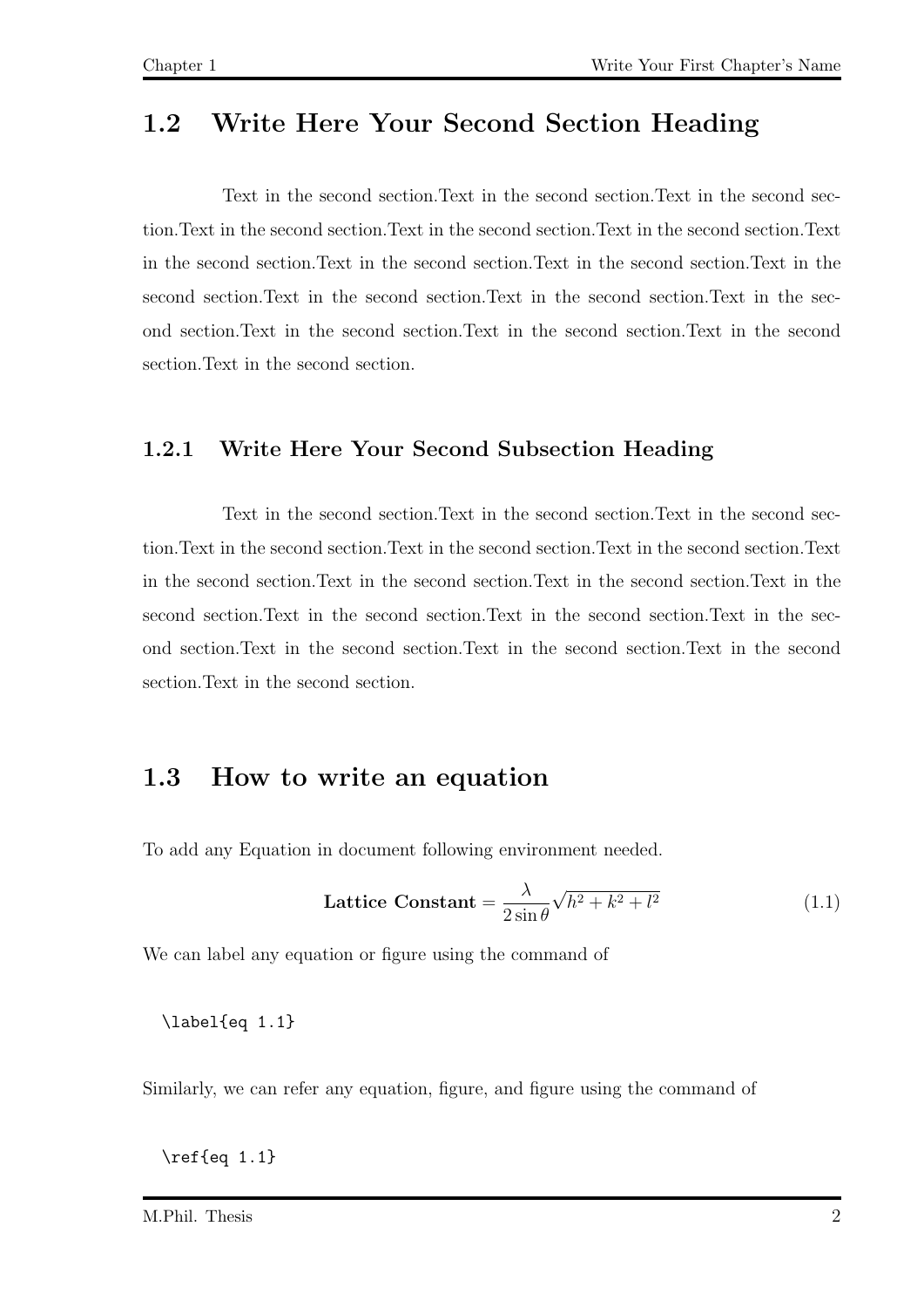## 1.2 Write Here Your Second Section Heading

Text in the second section.Text in the second section.Text in the second section.Text in the second section.Text in the second section.Text in the second section.Text in the second section.Text in the second section.Text in the second section.Text in the second section.Text in the second section.Text in the second section.Text in the second section.Text in the second section.Text in the second section.Text in the second section.Text in the second section.

### 1.2.1 Write Here Your Second Subsection Heading

Text in the second section.Text in the second section.Text in the second section.Text in the second section.Text in the second section.Text in the second section.Text in the second section.Text in the second section.Text in the second section.Text in the second section.Text in the second section.Text in the second section.Text in the second section.Text in the second section.Text in the second section.Text in the second section.Text in the second section.

## 1.3 How to write an equation

To add any Equation in document following environment needed.

$$\textbf{Lattice Constant} = \frac{\lambda}{2\sin\theta}\sqrt{h^2 + k^2 + l^2} \tag{1.1}$$

We can label any equation or figure using the command of

```
\label{eq 1.1}
```

Similarly, we can refer any equation, figure, and figure using the command of

```
\ref{eq 1.1}
```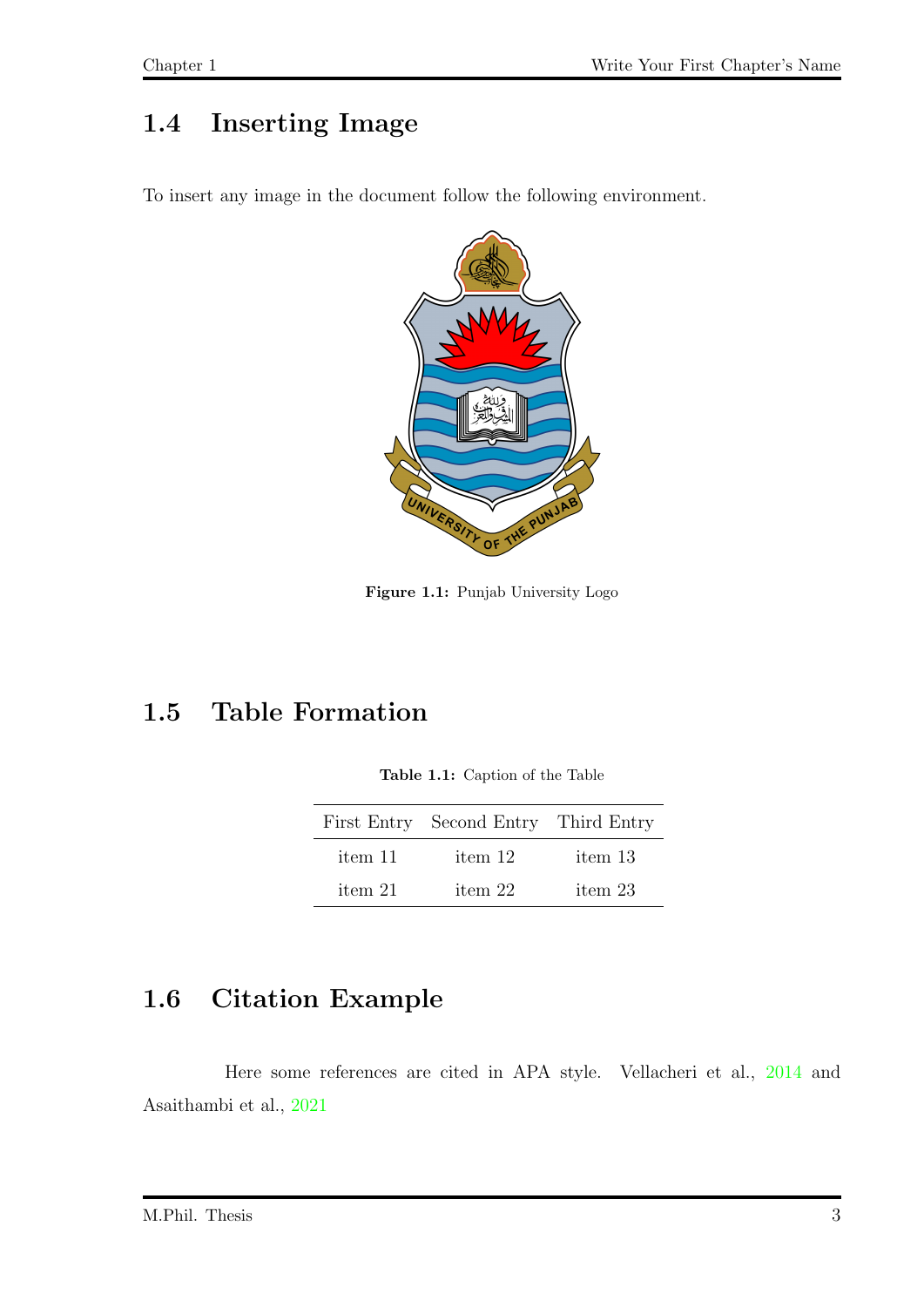## 1.4 Inserting Image

To insert any image in the document follow the following environment.

**Figure 1.1:** Punjab University Logo

## 1.5 Table Formation

**Table 1.1:** Caption of the Table

| First Entry | Second Entry | Third Entry |
|---|---|---|
| item 11 | item 12 | item 13 |
| item 21 | item 22 | item 23 |

## 1.6 Citation Example

Here some references are cited in APA style. Vellacheri et al., 2014 and Asaithambi et al., 2021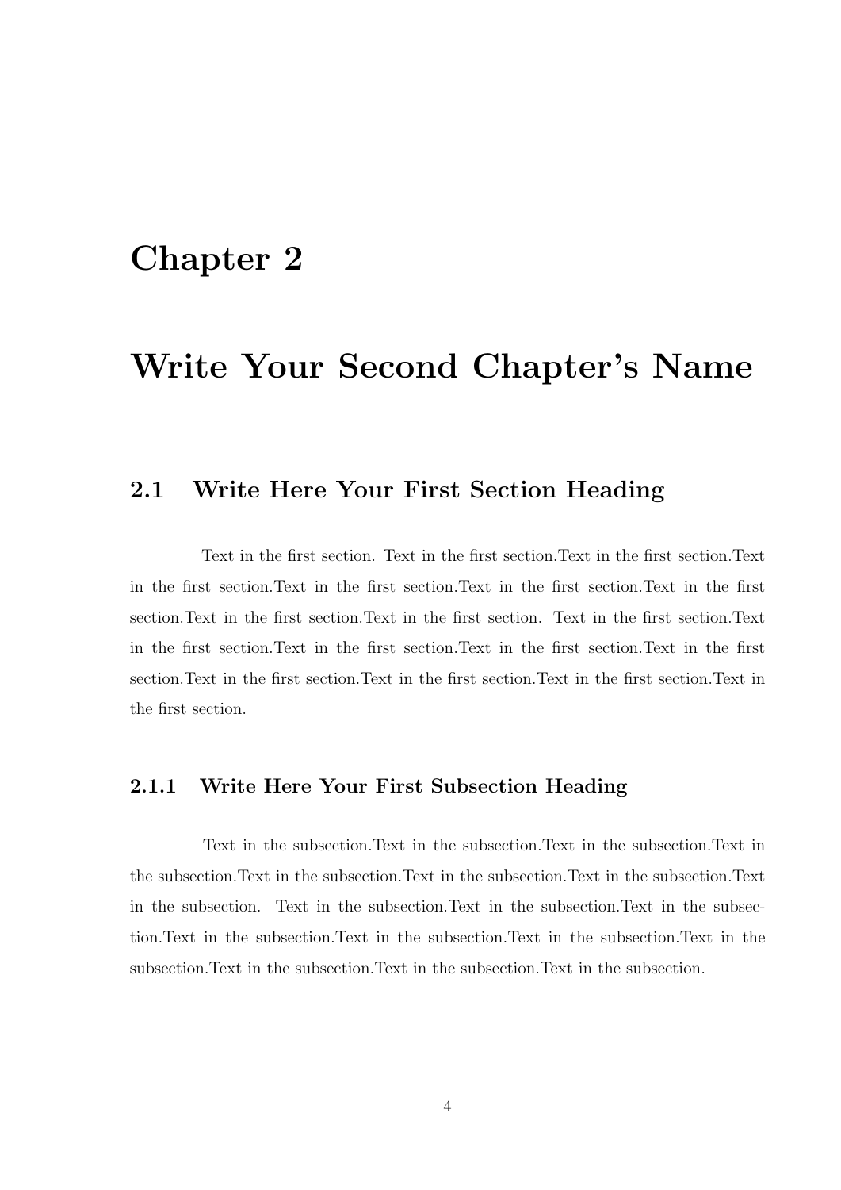# Chapter 2

# Write Your Second Chapter's Name

## 2.1 Write Here Your First Section Heading

Text in the first section. Text in the first section.Text in the first section.Text in the first section.Text in the first section.Text in the first section.Text in the first section.Text in the first section.Text in the first section. Text in the first section.Text in the first section.Text in the first section.Text in the first section.Text in the first section.Text in the first section.Text in the first section.Text in the first section.Text in the first section.

### 2.1.1 Write Here Your First Subsection Heading

Text in the subsection.Text in the subsection.Text in the subsection.Text in the subsection.Text in the subsection.Text in the subsection.Text in the subsection.Text in the subsection. Text in the subsection.Text in the subsection.Text in the subsection.Text in the subsection.Text in the subsection.Text in the subsection.Text in the subsection.Text in the subsection.Text in the subsection.Text in the subsection.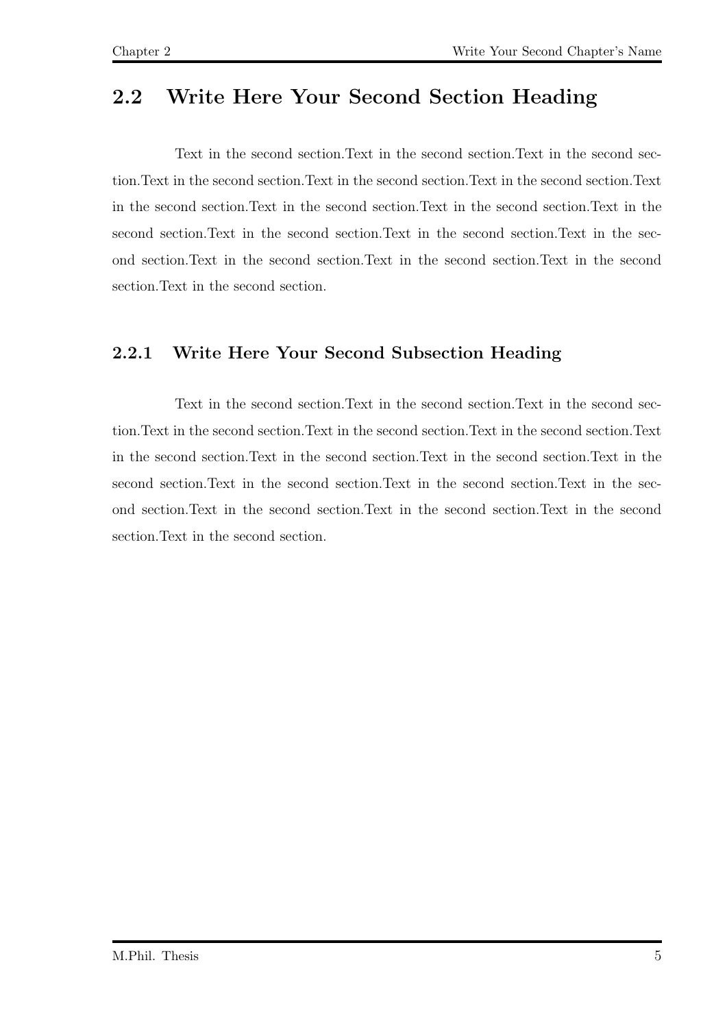## 2.2 Write Here Your Second Section Heading

Text in the second section.Text in the second section.Text in the second section.Text in the second section.Text in the second section.Text in the second section.Text in the second section.Text in the second section.Text in the second section.Text in the second section.Text in the second section.Text in the second section.Text in the second section.Text in the second section.Text in the second section.Text in the second section.Text in the second section.

### 2.2.1 Write Here Your Second Subsection Heading

Text in the second section.Text in the second section.Text in the second section.Text in the second section.Text in the second section.Text in the second section.Text in the second section.Text in the second section.Text in the second section.Text in the second section.Text in the second section.Text in the second section.Text in the second section.Text in the second section.Text in the second section.Text in the second section.Text in the second section.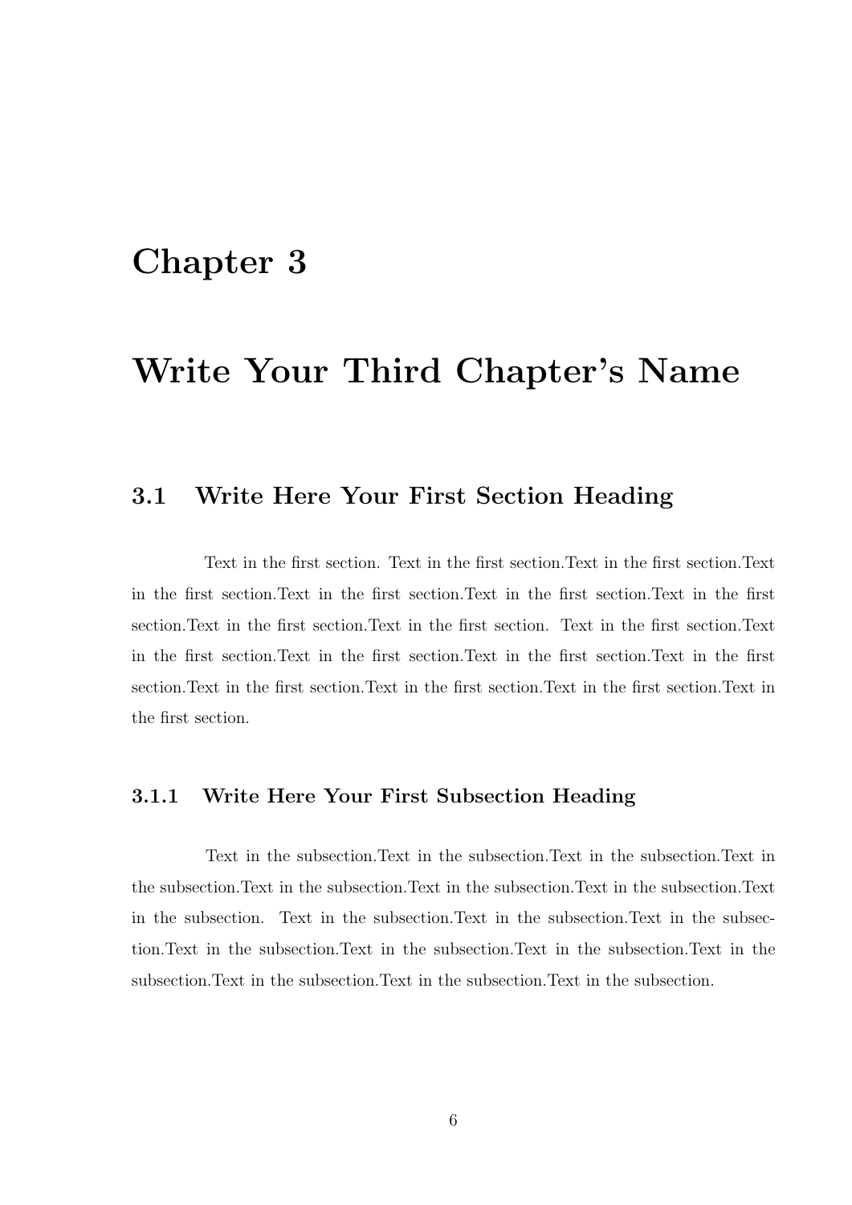# Chapter 3

# Write Your Third Chapter's Name

## 3.1 Write Here Your First Section Heading

Text in the first section. Text in the first section.Text in the first section.Text in the first section.Text in the first section.Text in the first section.Text in the first section.Text in the first section.Text in the first section. Text in the first section.Text in the first section.Text in the first section.Text in the first section.Text in the first section.Text in the first section.Text in the first section.Text in the first section.Text in the first section.

### 3.1.1 Write Here Your First Subsection Heading

Text in the subsection.Text in the subsection.Text in the subsection.Text in the subsection.Text in the subsection.Text in the subsection.Text in the subsection.Text in the subsection. Text in the subsection.Text in the subsection.Text in the subsection.Text in the subsection.Text in the subsection.Text in the subsection.Text in the subsection.Text in the subsection.Text in the subsection.Text in the subsection.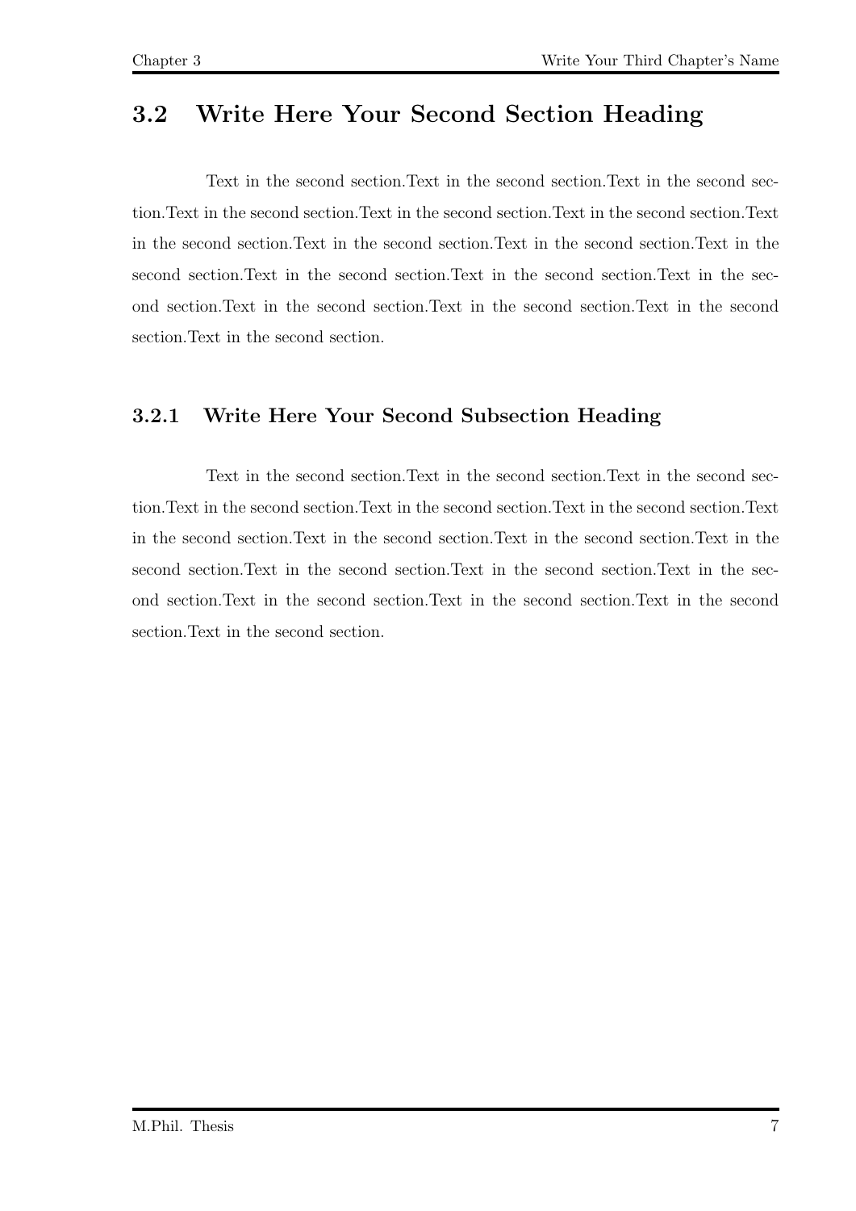## 3.2 Write Here Your Second Section Heading

Text in the second section.Text in the second section.Text in the second section.Text in the second section.Text in the second section.Text in the second section.Text in the second section.Text in the second section.Text in the second section.Text in the second section.Text in the second section.Text in the second section.Text in the second section.Text in the second section.Text in the second section.Text in the second section.Text in the second section.Text in the second section.

### 3.2.1 Write Here Your Second Subsection Heading

Text in the second section.Text in the second section.Text in the second section.Text in the second section.Text in the second section.Text in the second section.Text in the second section.Text in the second section.Text in the second section.Text in the second section.Text in the second section.Text in the second section.Text in the second section.Text in the second section.Text in the second section.Text in the second section.Text in the second section.Text in the second section.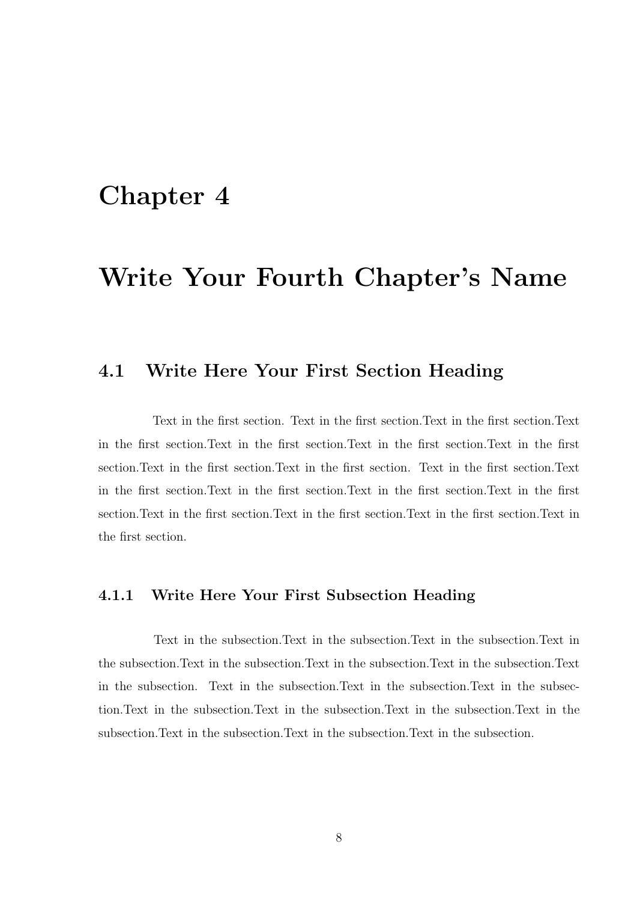# Chapter 4

# Write Your Fourth Chapter's Name

## 4.1 Write Here Your First Section Heading

Text in the first section. Text in the first section.Text in the first section.Text in the first section.Text in the first section.Text in the first section.Text in the first section.Text in the first section.Text in the first section. Text in the first section.Text in the first section.Text in the first section.Text in the first section.Text in the first section.Text in the first section.Text in the first section.Text in the first section.Text in the first section.

### 4.1.1 Write Here Your First Subsection Heading

Text in the subsection.Text in the subsection.Text in the subsection.Text in the subsection.Text in the subsection.Text in the subsection.Text in the subsection.Text in the subsection. Text in the subsection.Text in the subsection.Text in the subsection.Text in the subsection.Text in the subsection.Text in the subsection.Text in the subsection.Text in the subsection.Text in the subsection.Text in the subsection.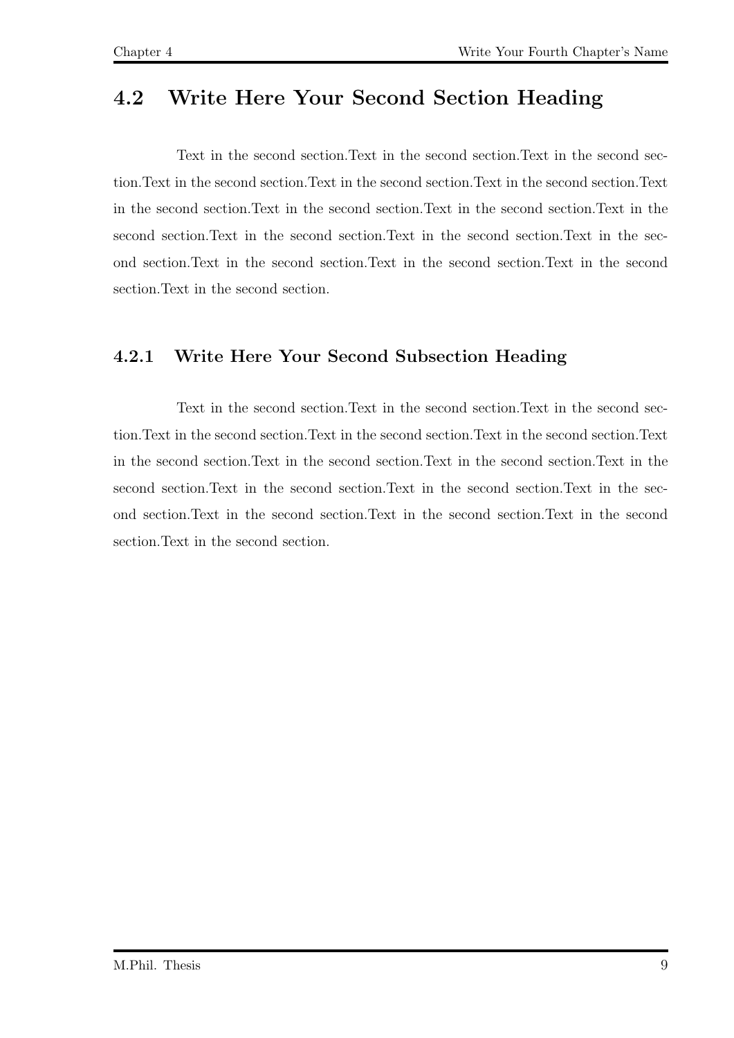## 4.2 Write Here Your Second Section Heading

Text in the second section.Text in the second section.Text in the second section.Text in the second section.Text in the second section.Text in the second section.Text in the second section.Text in the second section.Text in the second section.Text in the second section.Text in the second section.Text in the second section.Text in the second section.Text in the second section.Text in the second section.Text in the second section.Text in the second section.

### 4.2.1 Write Here Your Second Subsection Heading

Text in the second section.Text in the second section.Text in the second section.Text in the second section.Text in the second section.Text in the second section.Text in the second section.Text in the second section.Text in the second section.Text in the second section.Text in the second section.Text in the second section.Text in the second section.Text in the second section.Text in the second section.Text in the second section.Text in the second section.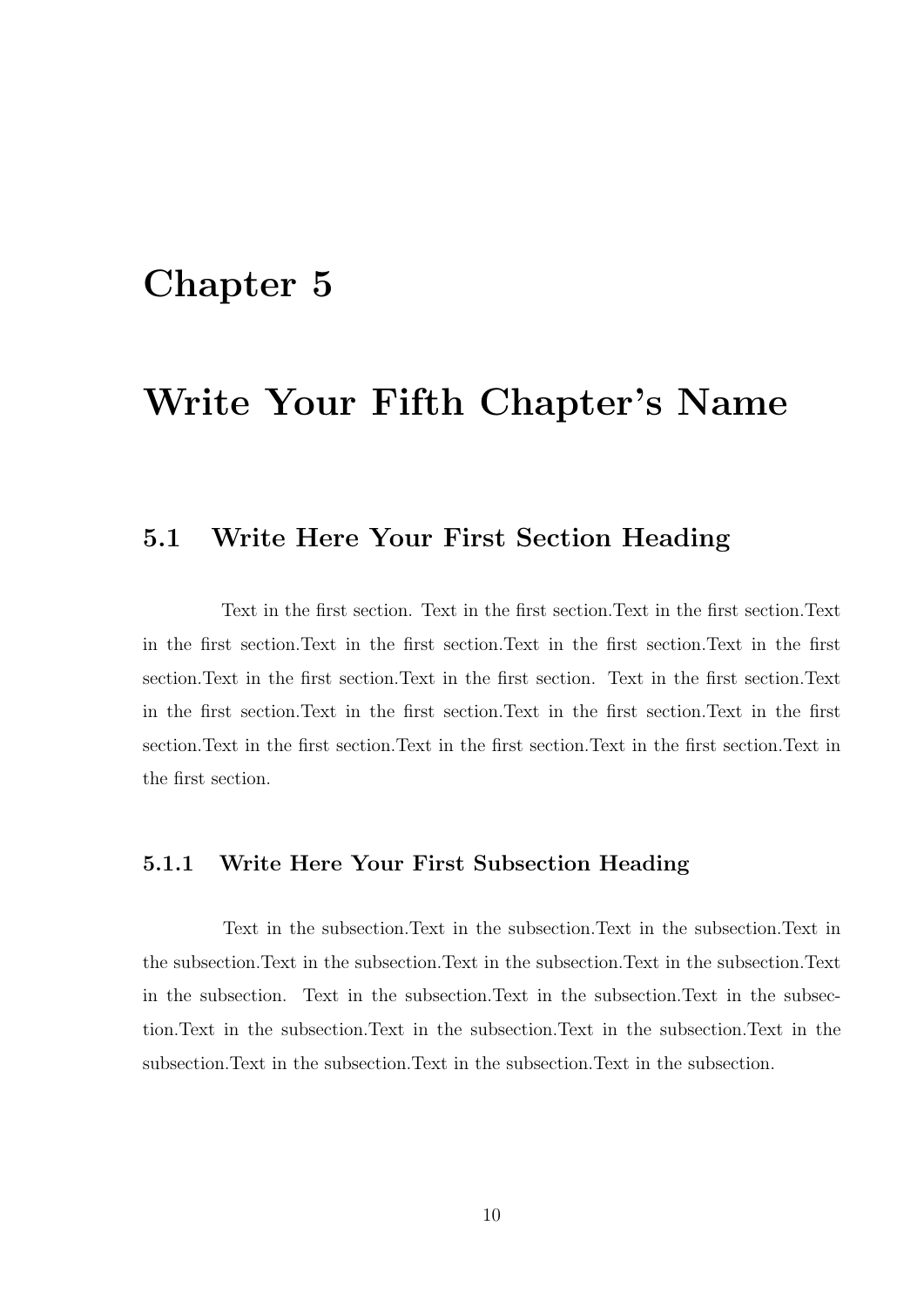# Chapter 5

# Write Your Fifth Chapter's Name

## 5.1 Write Here Your First Section Heading

Text in the first section. Text in the first section.Text in the first section.Text in the first section.Text in the first section.Text in the first section.Text in the first section.Text in the first section.Text in the first section. Text in the first section.Text in the first section.Text in the first section.Text in the first section.Text in the first section.Text in the first section.Text in the first section.Text in the first section.Text in the first section.

### 5.1.1 Write Here Your First Subsection Heading

Text in the subsection.Text in the subsection.Text in the subsection.Text in the subsection.Text in the subsection.Text in the subsection.Text in the subsection.Text in the subsection. Text in the subsection.Text in the subsection.Text in the subsection.Text in the subsection.Text in the subsection.Text in the subsection.Text in the subsection.Text in the subsection.Text in the subsection.Text in the subsection.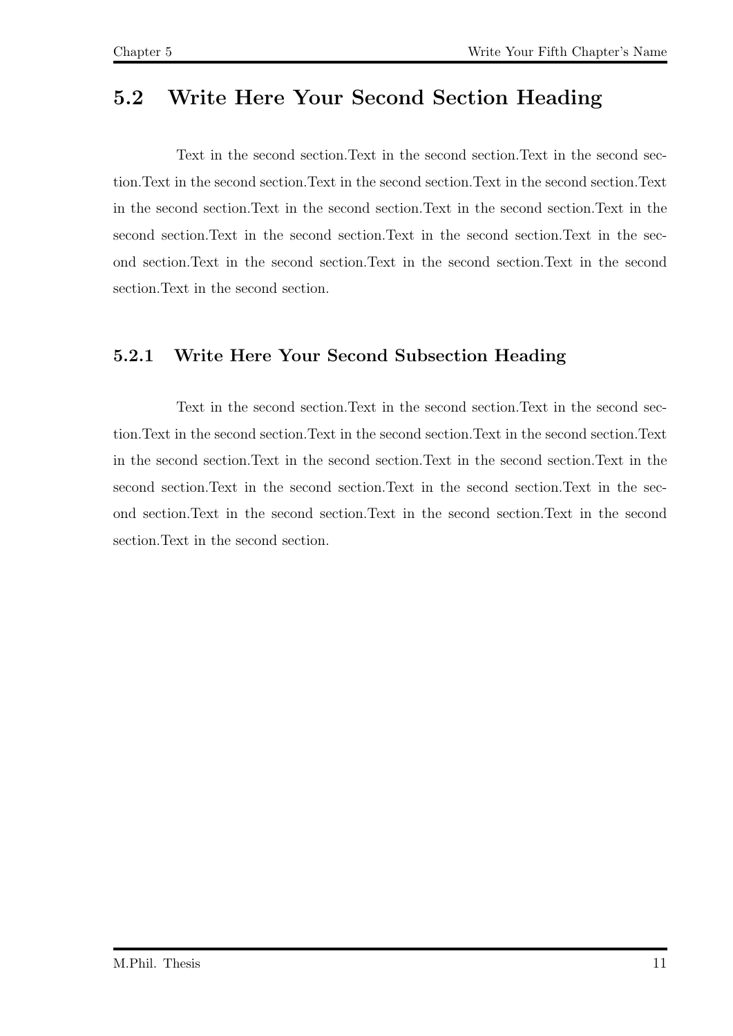## 5.2 Write Here Your Second Section Heading

Text in the second section.Text in the second section.Text in the second section.Text in the second section.Text in the second section.Text in the second section.Text in the second section.Text in the second section.Text in the second section.Text in the second section.Text in the second section.Text in the second section.Text in the second section.Text in the second section.Text in the second section.Text in the second section.Text in the second section.

### 5.2.1 Write Here Your Second Subsection Heading

Text in the second section.Text in the second section.Text in the second section.Text in the second section.Text in the second section.Text in the second section.Text in the second section.Text in the second section.Text in the second section.Text in the second section.Text in the second section.Text in the second section.Text in the second section.Text in the second section.Text in the second section.Text in the second section.Text in the second section.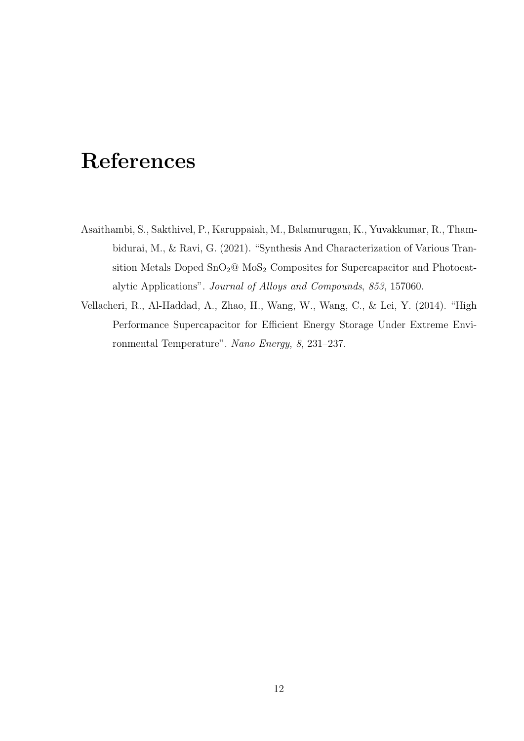# References

Asaithambi, S., Sakthivel, P., Karuppaiah, M., Balamurugan, K., Yuvakkumar, R., Thambidurai, M., & Ravi, G. (2021). "Synthesis And Characterization of Various Transition Metals Doped $SnO_2$@ $MoS_2$ Composites for Supercapacitor and Photocatalytic Applications". *Journal of Alloys and Compounds*, *853*, 157060.

Vellacheri, R., Al-Haddad, A., Zhao, H., Wang, W., Wang, C., & Lei, Y. (2014). "High Performance Supercapacitor for Efficient Energy Storage Under Extreme Environmental Temperature". *Nano Energy*, *8*, 231–237.